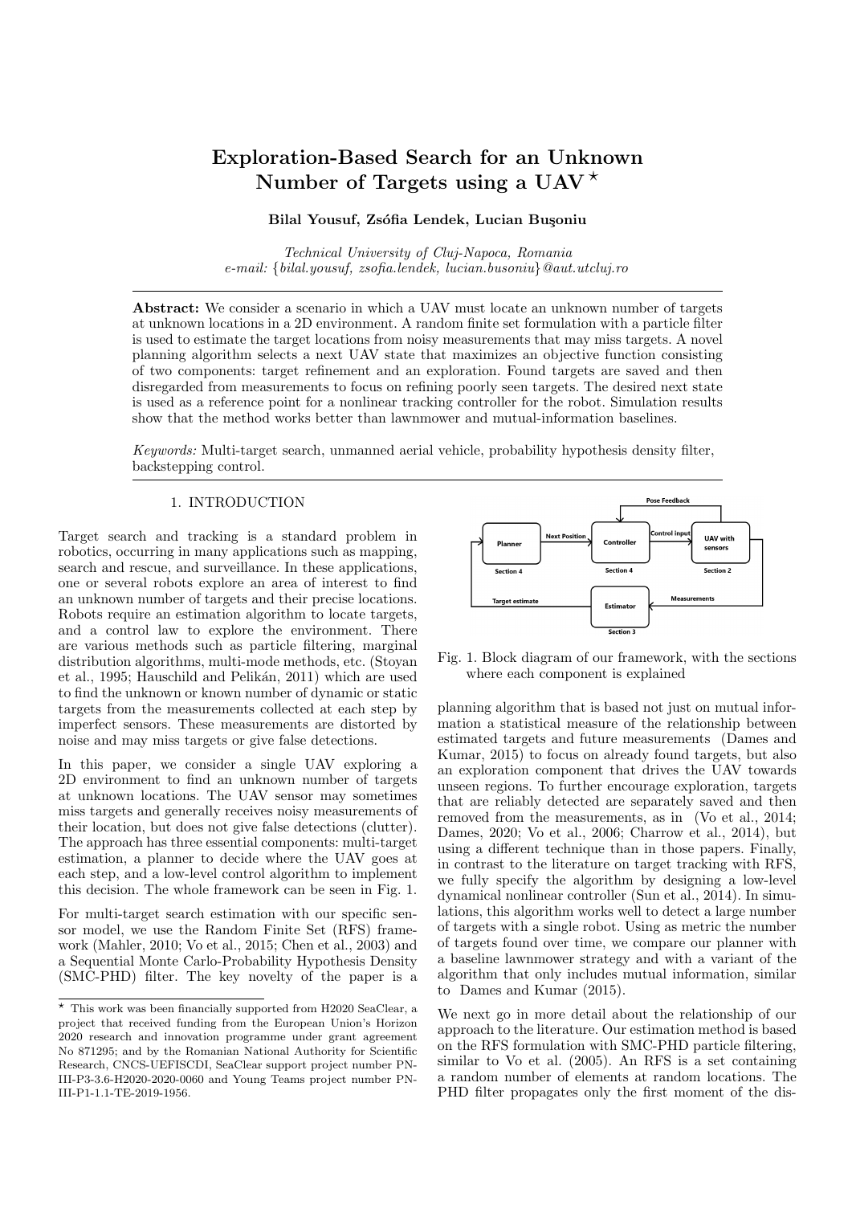# Exploration-Based Search for an Unknown Number of Targets using a UAV ⋆

**Bilal Yousuf, Zsófia Lendek, Lucian Buşoniu**

*Technical University of Cluj-Napoca, Romania*
*e-mail: {bilal.yousuf, zsofia.lendek, lucian.busoniu}@aut.utcluj.ro*

---

**Abstract:** We consider a scenario in which a UAV must locate an unknown number of targets at unknown locations in a 2D environment. A random finite set formulation with a particle filter is used to estimate the target locations from noisy measurements that may miss targets. A novel planning algorithm selects a next UAV state that maximizes an objective function consisting of two components: target refinement and an exploration. Found targets are saved and then disregarded from measurements to focus on refining poorly seen targets. The desired next state is used as a reference point for a nonlinear tracking controller for the robot. Simulation results show that the method works better than lawnmower and mutual-information baselines.

*Keywords:* Multi-target search, unmanned aerial vehicle, probability hypothesis density filter, backstepping control.

---

## 1. INTRODUCTION

Target search and tracking is a standard problem in robotics, occurring in many applications such as mapping, search and rescue, and surveillance. In these applications, one or several robots explore an area of interest to find an unknown number of targets and their precise locations. Robots require an estimation algorithm to locate targets, and a control law to explore the environment. There are various methods such as particle filtering, marginal distribution algorithms, multi-mode methods, etc. (Stoyan et al., 1995; Hauschild and Pelikán, 2011) which are used to find the unknown or known number of dynamic or static targets from the measurements collected at each step by imperfect sensors. These measurements are distorted by noise and may miss targets or give false detections.

In this paper, we consider a single UAV exploring a 2D environment to find an unknown number of targets at unknown locations. The UAV sensor may sometimes miss targets and generally receives noisy measurements of their location, but does not give false detections (clutter). The approach has three essential components: multi-target estimation, a planner to decide where the UAV goes at each step, and a low-level control algorithm to implement this decision. The whole framework can be seen in Fig. 1.

For multi-target search estimation with our specific sensor model, we use the Random Finite Set (RFS) framework (Mahler, 2010; Vo et al., 2015; Chen et al., 2003) and a Sequential Monte Carlo-Probability Hypothesis Density (SMC-PHD) filter. The key novelty of the paper is a planning algorithm that is based not just on mutual information a statistical measure of the relationship between estimated targets and future measurements (Dames and Kumar, 2015) to focus on already found targets, but also an exploration component that drives the UAV towards unseen regions. To further encourage exploration, targets that are reliably detected are separately saved and then removed from the measurements, as in (Vo et al., 2014; Dames, 2020; Vo et al., 2006; Charrow et al., 2014), but using a different technique than in those papers. Finally, in contrast to the literature on target tracking with RFS, we fully specify the algorithm by designing a low-level dynamical nonlinear controller (Sun et al., 2014). In simulations, this algorithm works well to detect a large number of targets with a single robot. Using as metric the number of targets found over time, we compare our planner with a baseline lawnmower strategy and with a variant of the algorithm that only includes mutual information, similar to Dames and Kumar (2015).

Fig. 1. Block diagram of our framework, with the sections where each component is explained

We next go in more detail about the relationship of our approach to the literature. Our estimation method is based on the RFS formulation with SMC-PHD particle filtering, similar to Vo et al. (2005). An RFS is a set containing a random number of elements at random locations. The PHD filter propagates only the first moment of the dis-

⋆ This work was been financially supported from H2020 SeaClear, a project that received funding from the European Union's Horizon 2020 research and innovation programme under grant agreement No 871295; and by the Romanian National Authority for Scientific Research, CNCS-UEFISCDI, SeaClear support project number PN-III-P3-3.6-H2020-2020-0060 and Young Teams project number PN-III-P1-1.1-TE-2019-1956.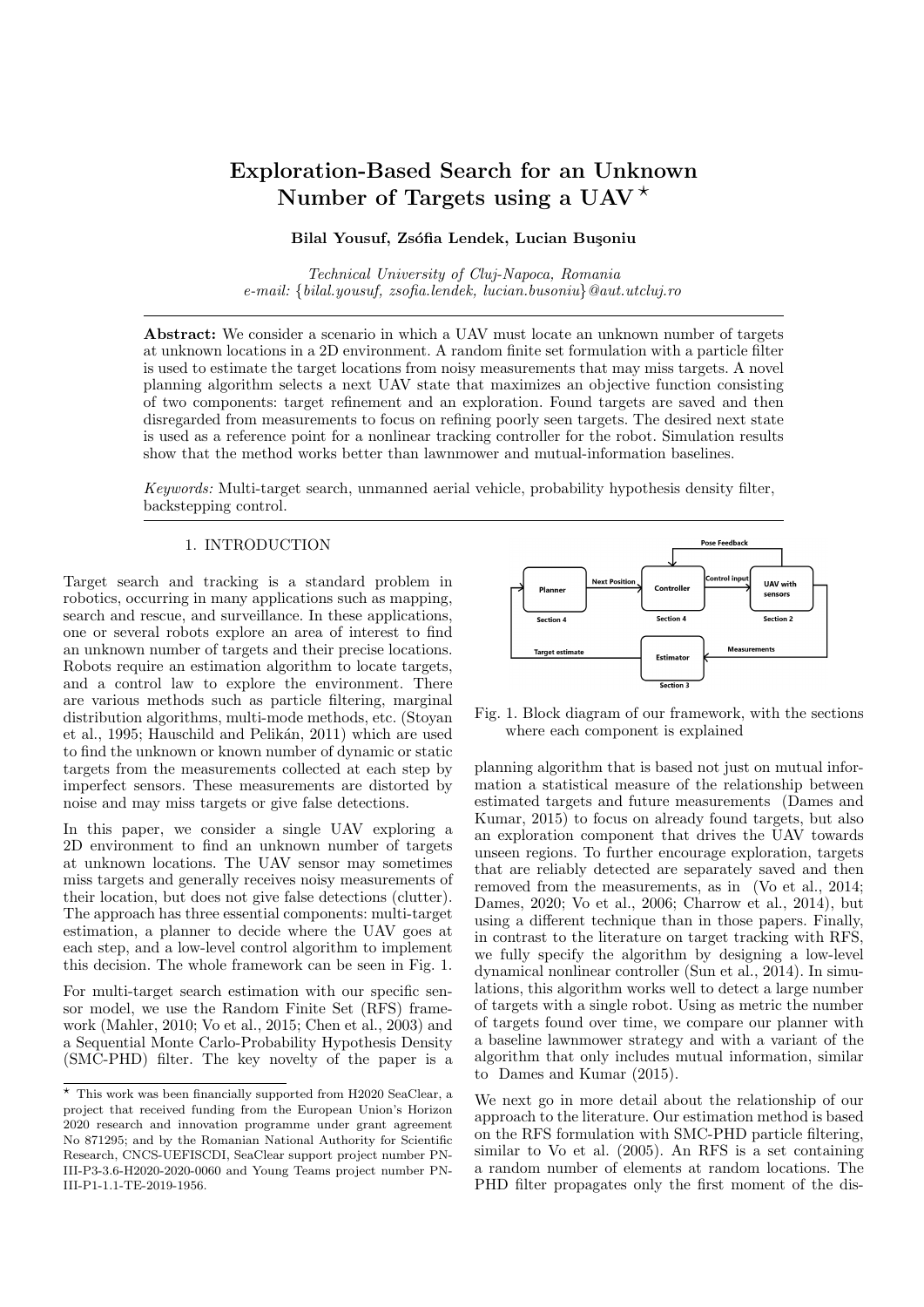# Exploration-Based Search for an Unknown Number of Targets using a UAV ⋆

**Bilal Yousuf, Zsófia Lendek, Lucian Buşoniu**

*Technical University of Cluj-Napoca, Romania*
*e-mail: {bilal.yousuf, zsofia.lendek, lucian.busoniu}@aut.utcluj.ro*

---

**Abstract:** We consider a scenario in which a UAV must locate an unknown number of targets at unknown locations in a 2D environment. A random finite set formulation with a particle filter is used to estimate the target locations from noisy measurements that may miss targets. A novel planning algorithm selects a next UAV state that maximizes an objective function consisting of two components: target refinement and an exploration. Found targets are saved and then disregarded from measurements to focus on refining poorly seen targets. The desired next state is used as a reference point for a nonlinear tracking controller for the robot. Simulation results show that the method works better than lawnmower and mutual-information baselines.

*Keywords:* Multi-target search, unmanned aerial vehicle, probability hypothesis density filter, backstepping control.

---

## 1. INTRODUCTION

Target search and tracking is a standard problem in robotics, occurring in many applications such as mapping, search and rescue, and surveillance. In these applications, one or several robots explore an area of interest to find an unknown number of targets and their precise locations. Robots require an estimation algorithm to locate targets, and a control law to explore the environment. There are various methods such as particle filtering, marginal distribution algorithms, multi-mode methods, etc. (Stoyan et al., 1995; Hauschild and Pelikán, 2011) which are used to find the unknown or known number of dynamic or static targets from the measurements collected at each step by imperfect sensors. These measurements are distorted by noise and may miss targets or give false detections.

In this paper, we consider a single UAV exploring a 2D environment to find an unknown number of targets at unknown locations. The UAV sensor may sometimes miss targets and generally receives noisy measurements of their location, but does not give false detections (clutter). The approach has three essential components: multi-target estimation, a planner to decide where the UAV goes at each step, and a low-level control algorithm to implement this decision. The whole framework can be seen in Fig. 1.

For multi-target search estimation with our specific sensor model, we use the Random Finite Set (RFS) framework (Mahler, 2010; Vo et al., 2015; Chen et al., 2003) and a Sequential Monte Carlo-Probability Hypothesis Density (SMC-PHD) filter. The key novelty of the paper is a planning algorithm that is based not just on mutual information a statistical measure of the relationship between estimated targets and future measurements (Dames and Kumar, 2015) to focus on already found targets, but also an exploration component that drives the UAV towards unseen regions. To further encourage exploration, targets that are reliably detected are separately saved and then removed from the measurements, as in (Vo et al., 2014; Dames, 2020; Vo et al., 2006; Charrow et al., 2014), but using a different technique than in those papers. Finally, in contrast to the literature on target tracking with RFS, we fully specify the algorithm by designing a low-level dynamical nonlinear controller (Sun et al., 2014). In simulations, this algorithm works well to detect a large number of targets with a single robot. Using as metric the number of targets found over time, we compare our planner with a baseline lawnmower strategy and with a variant of the algorithm that only includes mutual information, similar to Dames and Kumar (2015).

Fig. 1. Block diagram of our framework, with the sections where each component is explained

We next go in more detail about the relationship of our approach to the literature. Our estimation method is based on the RFS formulation with SMC-PHD particle filtering, similar to Vo et al. (2005). An RFS is a set containing a random number of elements at random locations. The PHD filter propagates only the first moment of the dis-

---

⋆ This work was been financially supported from H2020 SeaClear, a project that received funding from the European Union's Horizon 2020 research and innovation programme under grant agreement No 871295; and by the Romanian National Authority for Scientific Research, CNCS-UEFISCDI, SeaClear support project number PN-III-P3-3.6-H2020-2020-0060 and Young Teams project number PN-III-P1-1.1-TE-2019-1956.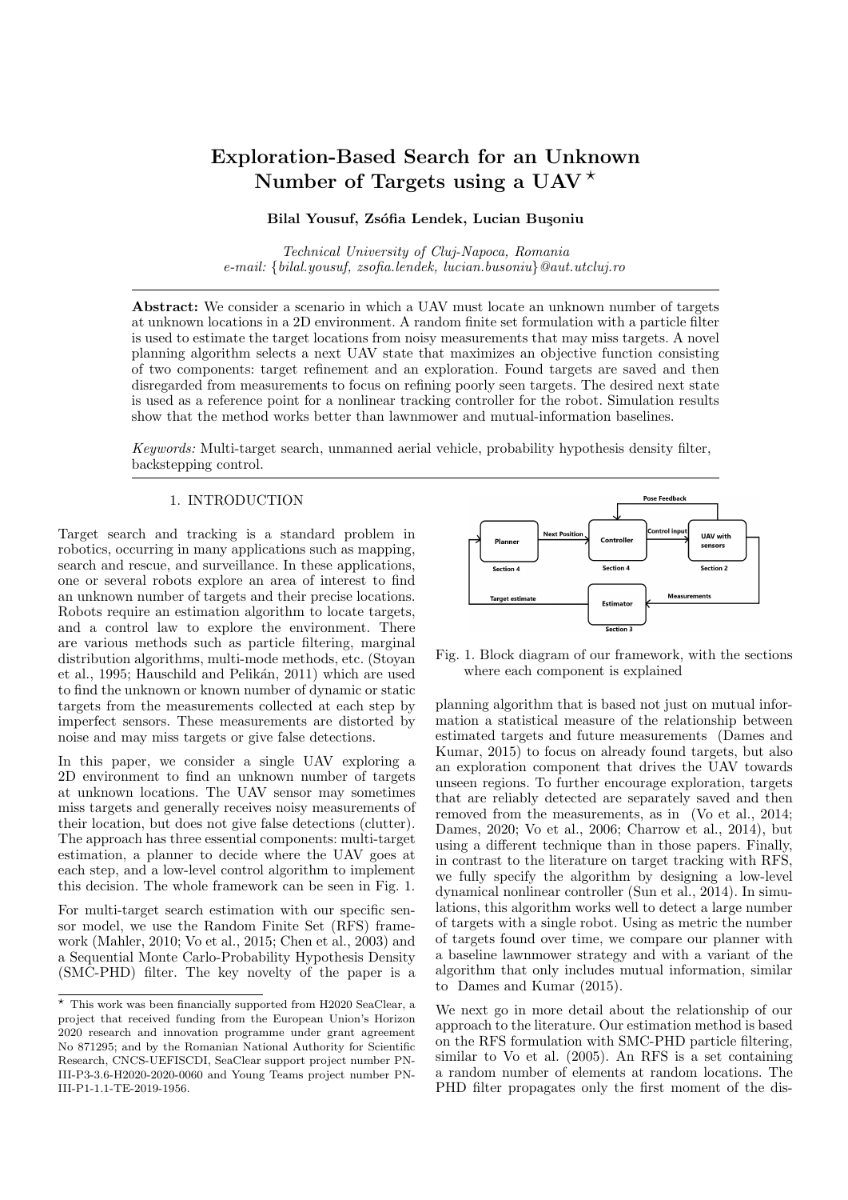# Exploration-Based Search for an Unknown Number of Targets using a UAV ⋆

**Bilal Yousuf, Zsófia Lendek, Lucian Buşoniu**

*Technical University of Cluj-Napoca, Romania*
*e-mail: {bilal.yousuf, zsofia.lendek, lucian.busoniu}@aut.utcluj.ro*

**Abstract:** We consider a scenario in which a UAV must locate an unknown number of targets at unknown locations in a 2D environment. A random finite set formulation with a particle filter is used to estimate the target locations from noisy measurements that may miss targets. A novel planning algorithm selects a next UAV state that maximizes an objective function consisting of two components: target refinement and an exploration. Found targets are saved and then disregarded from measurements to focus on refining poorly seen targets. The desired next state is used as a reference point for a nonlinear tracking controller for the robot. Simulation results show that the method works better than lawnmower and mutual-information baselines.

*Keywords:* Multi-target search, unmanned aerial vehicle, probability hypothesis density filter, backstepping control.

## 1. INTRODUCTION

Target search and tracking is a standard problem in robotics, occurring in many applications such as mapping, search and rescue, and surveillance. In these applications, one or several robots explore an area of interest to find an unknown number of targets and their precise locations. Robots require an estimation algorithm to locate targets, and a control law to explore the environment. There are various methods such as particle filtering, marginal distribution algorithms, multi-mode methods, etc. (Stoyan et al., 1995; Hauschild and Pelikán, 2011) which are used to find the unknown or known number of dynamic or static targets from the measurements collected at each step by imperfect sensors. These measurements are distorted by noise and may miss targets or give false detections.

In this paper, we consider a single UAV exploring a 2D environment to find an unknown number of targets at unknown locations. The UAV sensor may sometimes miss targets and generally receives noisy measurements of their location, but does not give false detections (clutter). The approach has three essential components: multi-target estimation, a planner to decide where the UAV goes at each step, and a low-level control algorithm to implement this decision. The whole framework can be seen in Fig. 1.

For multi-target search estimation with our specific sensor model, we use the Random Finite Set (RFS) framework (Mahler, 2010; Vo et al., 2015; Chen et al., 2003) and a Sequential Monte Carlo-Probability Hypothesis Density (SMC-PHD) filter. The key novelty of the paper is a

Fig. 1. Block diagram of our framework, with the sections where each component is explained

planning algorithm that is based not just on mutual information a statistical measure of the relationship between estimated targets and future measurements (Dames and Kumar, 2015) to focus on already found targets, but also an exploration component that drives the UAV towards unseen regions. To further encourage exploration, targets that are reliably detected are separately saved and then removed from the measurements, as in (Vo et al., 2014; Dames, 2020; Vo et al., 2006; Charrow et al., 2014), but using a different technique than in those papers. Finally, in contrast to the literature on target tracking with RFS, we fully specify the algorithm by designing a low-level dynamical nonlinear controller (Sun et al., 2014). In simulations, this algorithm works well to detect a large number of targets with a single robot. Using as metric the number of targets found over time, we compare our planner with a baseline lawnmower strategy and with a variant of the algorithm that only includes mutual information, similar to Dames and Kumar (2015).

We next go in more detail about the relationship of our approach to the literature. Our estimation method is based on the RFS formulation with SMC-PHD particle filtering, similar to Vo et al. (2005). An RFS is a set containing a random number of elements at random locations. The PHD filter propagates only the first moment of the dis-

⋆ This work was been financially supported from H2020 SeaClear, a project that received funding from the European Union's Horizon 2020 research and innovation programme under grant agreement No 871295; and by the Romanian National Authority for Scientific Research, CNCS-UEFISCDI, SeaClear support project number PN-III-P3-3.6-H2020-2020-0060 and Young Teams project number PN-III-P1-1.1-TE-2019-1956.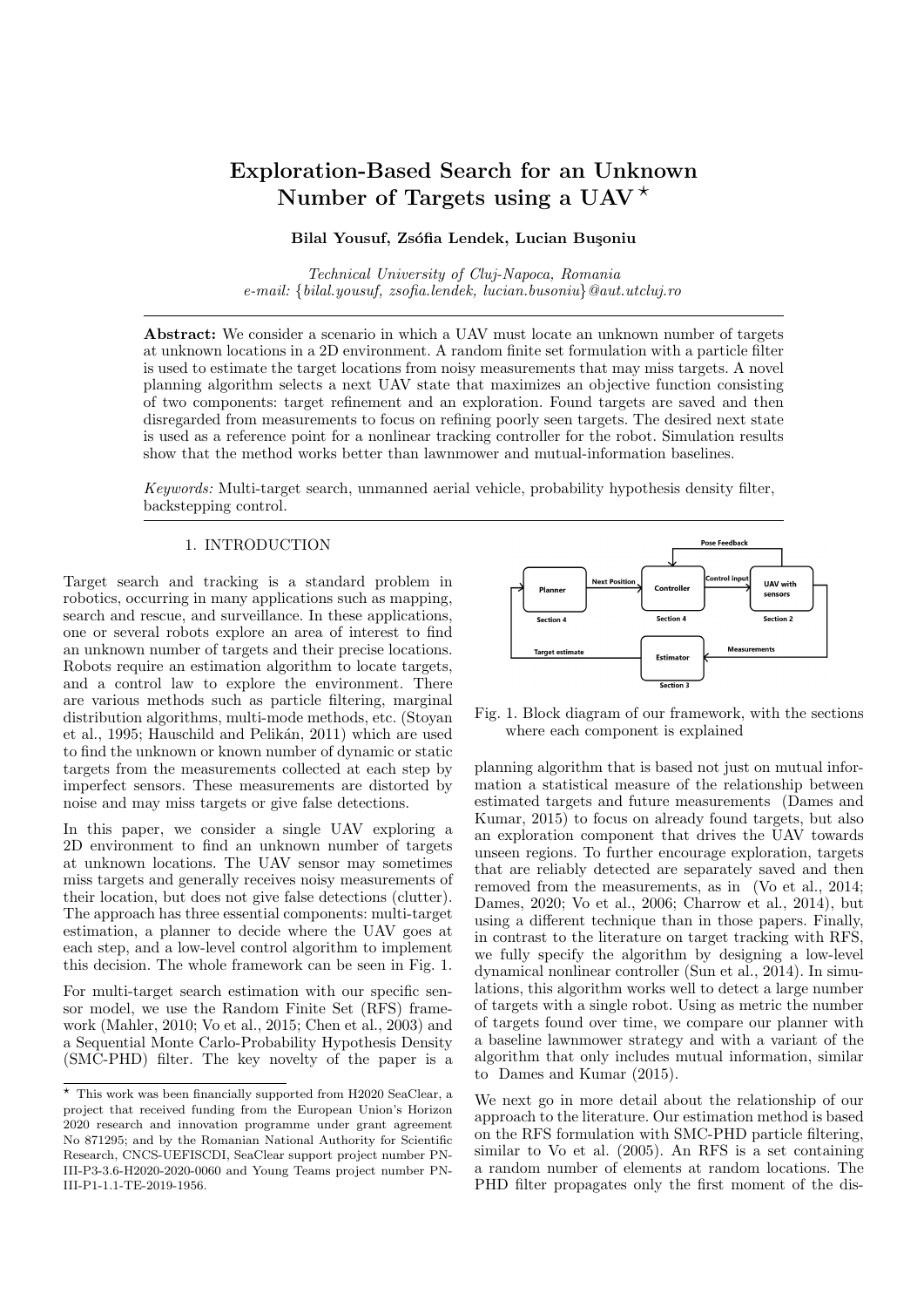# Exploration-Based Search for an Unknown Number of Targets using a UAV ⋆

**Bilal Yousuf, Zsófia Lendek, Lucian Buşoniu**

*Technical University of Cluj-Napoca, Romania*
*e-mail: {bilal.yousuf, zsofia.lendek, lucian.busoniu}@aut.utcluj.ro*

**Abstract:** We consider a scenario in which a UAV must locate an unknown number of targets at unknown locations in a 2D environment. A random finite set formulation with a particle filter is used to estimate the target locations from noisy measurements that may miss targets. A novel planning algorithm selects a next UAV state that maximizes an objective function consisting of two components: target refinement and an exploration. Found targets are saved and then disregarded from measurements to focus on refining poorly seen targets. The desired next state is used as a reference point for a nonlinear tracking controller for the robot. Simulation results show that the method works better than lawnmower and mutual-information baselines.

*Keywords:* Multi-target search, unmanned aerial vehicle, probability hypothesis density filter, backstepping control.

## 1. INTRODUCTION

Target search and tracking is a standard problem in robotics, occurring in many applications such as mapping, search and rescue, and surveillance. In these applications, one or several robots explore an area of interest to find an unknown number of targets and their precise locations. Robots require an estimation algorithm to locate targets, and a control law to explore the environment. There are various methods such as particle filtering, marginal distribution algorithms, multi-mode methods, etc. (Stoyan et al., 1995; Hauschild and Pelikán, 2011) which are used to find the unknown or known number of dynamic or static targets from the measurements collected at each step by imperfect sensors. These measurements are distorted by noise and may miss targets or give false detections.

In this paper, we consider a single UAV exploring a 2D environment to find an unknown number of targets at unknown locations. The UAV sensor may sometimes miss targets and generally receives noisy measurements of their location, but does not give false detections (clutter). The approach has three essential components: multi-target estimation, a planner to decide where the UAV goes at each step, and a low-level control algorithm to implement this decision. The whole framework can be seen in Fig. 1.

For multi-target search estimation with our specific sensor model, we use the Random Finite Set (RFS) framework (Mahler, 2010; Vo et al., 2015; Chen et al., 2003) and a Sequential Monte Carlo-Probability Hypothesis Density (SMC-PHD) filter. The key novelty of the paper is a planning algorithm that is based not just on mutual information a statistical measure of the relationship between estimated targets and future measurements (Dames and Kumar, 2015) to focus on already found targets, but also an exploration component that drives the UAV towards unseen regions. To further encourage exploration, targets that are reliably detected are separately saved and then removed from the measurements, as in (Vo et al., 2014; Dames, 2020; Vo et al., 2006; Charrow et al., 2014), but using a different technique than in those papers. Finally, in contrast to the literature on target tracking with RFS, we fully specify the algorithm by designing a low-level dynamical nonlinear controller (Sun et al., 2014). In simulations, this algorithm works well to detect a large number of targets with a single robot. Using as metric the number of targets found over time, we compare our planner with a baseline lawnmower strategy and with a variant of the algorithm that only includes mutual information, similar to Dames and Kumar (2015).

Fig. 1. Block diagram of our framework, with the sections where each component is explained

We next go in more detail about the relationship of our approach to the literature. Our estimation method is based on the RFS formulation with SMC-PHD particle filtering, similar to Vo et al. (2005). An RFS is a set containing a random number of elements at random locations. The PHD filter propagates only the first moment of the dis-

⋆ This work was been financially supported from H2020 SeaClear, a project that received funding from the European Union's Horizon 2020 research and innovation programme under grant agreement No 871295; and by the Romanian National Authority for Scientific Research, CNCS-UEFISCDI, SeaClear support project number PN-III-P3-3.6-H2020-2020-0060 and Young Teams project number PN-III-P1-1.1-TE-2019-1956.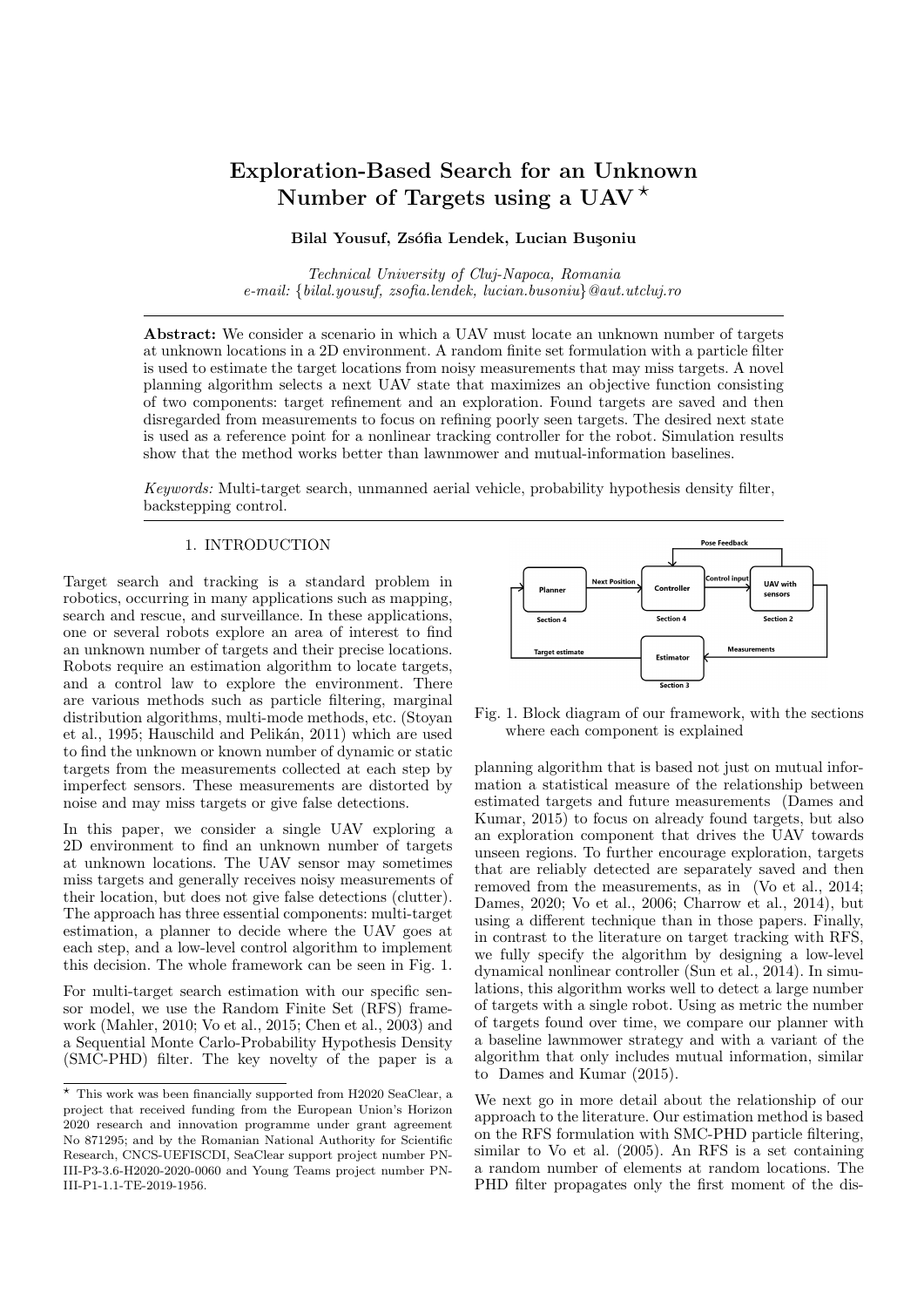# Exploration-Based Search for an Unknown Number of Targets using a UAV [⋆]

**Bilal Yousuf, Zsófia Lendek, Lucian Buşoniu**

*Technical University of Cluj-Napoca, Romania*
*e-mail: {bilal.yousuf, zsofia.lendek, lucian.busoniu}@aut.utcluj.ro*

**Abstract:** We consider a scenario in which a UAV must locate an unknown number of targets at unknown locations in a 2D environment. A random finite set formulation with a particle filter is used to estimate the target locations from noisy measurements that may miss targets. A novel planning algorithm selects a next UAV state that maximizes an objective function consisting of two components: target refinement and an exploration. Found targets are saved and then disregarded from measurements to focus on refining poorly seen targets. The desired next state is used as a reference point for a nonlinear tracking controller for the robot. Simulation results show that the method works better than lawnmower and mutual-information baselines.

*Keywords:* Multi-target search, unmanned aerial vehicle, probability hypothesis density filter, backstepping control.

## 1. INTRODUCTION

Target search and tracking is a standard problem in robotics, occurring in many applications such as mapping, search and rescue, and surveillance. In these applications, one or several robots explore an area of interest to find an unknown number of targets and their precise locations. Robots require an estimation algorithm to locate targets, and a control law to explore the environment. There are various methods such as particle filtering, marginal distribution algorithms, multi-mode methods, etc. (Stoyan et al., 1995; Hauschild and Pelikán, 2011) which are used to find the unknown or known number of dynamic or static targets from the measurements collected at each step by imperfect sensors. These measurements are distorted by noise and may miss targets or give false detections.

In this paper, we consider a single UAV exploring a 2D environment to find an unknown number of targets at unknown locations. The UAV sensor may sometimes miss targets and generally receives noisy measurements of their location, but does not give false detections (clutter). The approach has three essential components: multi-target estimation, a planner to decide where the UAV goes at each step, and a low-level control algorithm to implement this decision. The whole framework can be seen in Fig. 1.

For multi-target search estimation with our specific sensor model, we use the Random Finite Set (RFS) framework (Mahler, 2010; Vo et al., 2015; Chen et al., 2003) and a Sequential Monte Carlo-Probability Hypothesis Density (SMC-PHD) filter. The key novelty of the paper is a planning algorithm that is based not just on mutual information a statistical measure of the relationship between estimated targets and future measurements (Dames and Kumar, 2015) to focus on already found targets, but also an exploration component that drives the UAV towards unseen regions. To further encourage exploration, targets that are reliably detected are separately saved and then removed from the measurements, as in (Vo et al., 2014; Dames, 2020; Vo et al., 2006; Charrow et al., 2014), but using a different technique than in those papers. Finally, in contrast to the literature on target tracking with RFS, we fully specify the algorithm by designing a low-level dynamical nonlinear controller (Sun et al., 2014). In simulations, this algorithm works well to detect a large number of targets with a single robot. Using as metric the number of targets found over time, we compare our planner with a baseline lawnmower strategy and with a variant of the algorithm that only includes mutual information, similar to Dames and Kumar (2015).

Pose Feedback
Planner
Section 4
Next Position
Controller
Section 4
Control input
UAV with sensors
Section 2
Target estimate
Estimator
Section 3
Measurements

Fig. 1. Block diagram of our framework, with the sections where each component is explained

We next go in more detail about the relationship of our approach to the literature. Our estimation method is based on the RFS formulation with SMC-PHD particle filtering, similar to Vo et al. (2005). An RFS is a set containing a random number of elements at random locations. The PHD filter propagates only the first moment of the dis-

[⋆] This work was been financially supported from H2020 SeaClear, a project that received funding from the European Union's Horizon 2020 research and innovation programme under grant agreement No 871295; and by the Romanian National Authority for Scientific Research, CNCS-UEFISCDI, SeaClear support project number PN-III-P3-3.6-H2020-2020-0060 and Young Teams project number PN-III-P1-1.1-TE-2019-1956.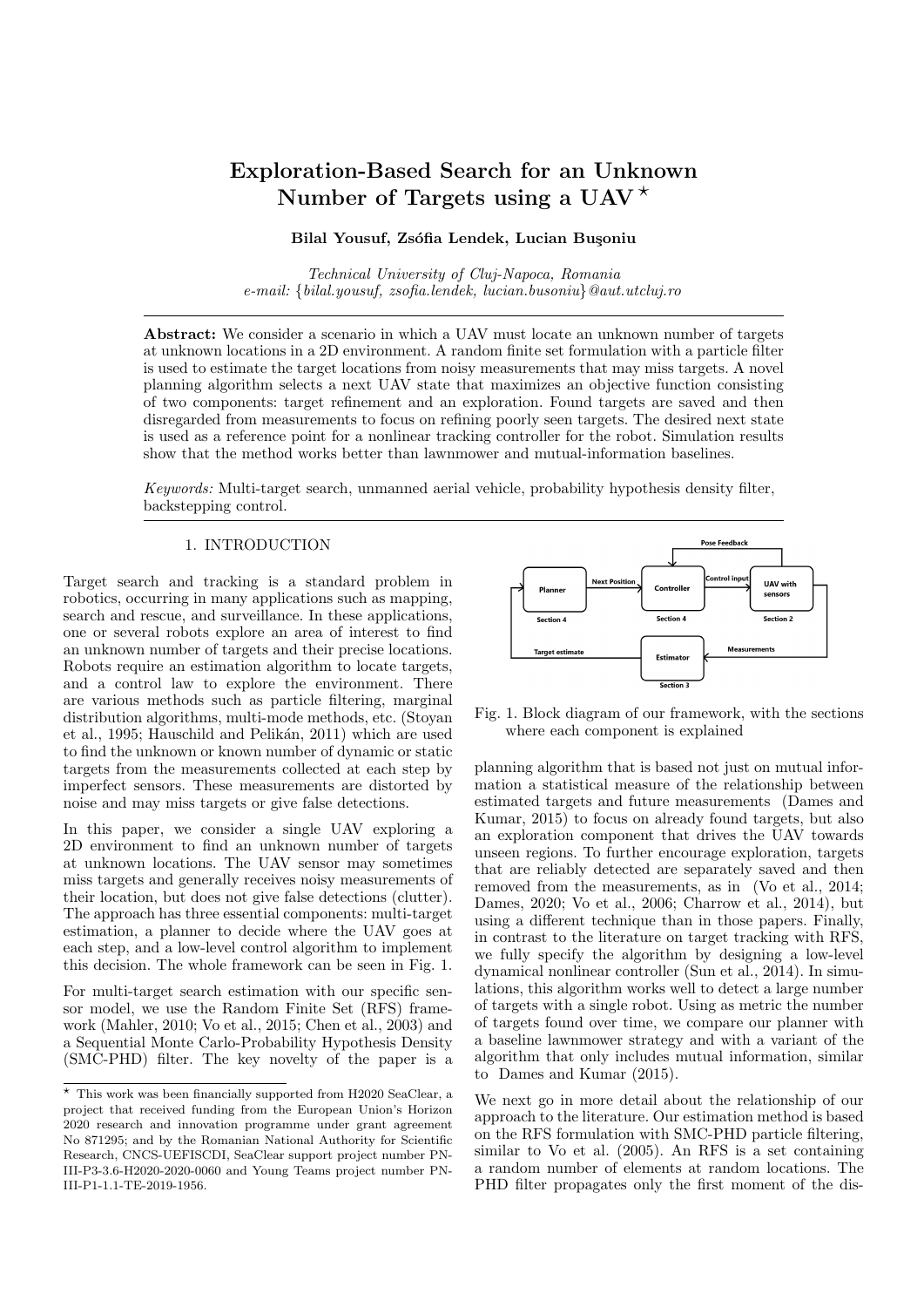# Exploration-Based Search for an Unknown Number of Targets using a UAV ⋆

**Bilal Yousuf, Zsófia Lendek, Lucian Buşoniu**

*Technical University of Cluj-Napoca, Romania*
*e-mail: {bilal.yousuf, zsofia.lendek, lucian.busoniu}@aut.utcluj.ro*

---

**Abstract:** We consider a scenario in which a UAV must locate an unknown number of targets at unknown locations in a 2D environment. A random finite set formulation with a particle filter is used to estimate the target locations from noisy measurements that may miss targets. A novel planning algorithm selects a next UAV state that maximizes an objective function consisting of two components: target refinement and an exploration. Found targets are saved and then disregarded from measurements to focus on refining poorly seen targets. The desired next state is used as a reference point for a nonlinear tracking controller for the robot. Simulation results show that the method works better than lawnmower and mutual-information baselines.

*Keywords:* Multi-target search, unmanned aerial vehicle, probability hypothesis density filter, backstepping control.

---

## 1. INTRODUCTION

Target search and tracking is a standard problem in robotics, occurring in many applications such as mapping, search and rescue, and surveillance. In these applications, one or several robots explore an area of interest to find an unknown number of targets and their precise locations. Robots require an estimation algorithm to locate targets, and a control law to explore the environment. There are various methods such as particle filtering, marginal distribution algorithms, multi-mode methods, etc. (Stoyan et al., 1995; Hauschild and Pelikán, 2011) which are used to find the unknown or known number of dynamic or static targets from the measurements collected at each step by imperfect sensors. These measurements are distorted by noise and may miss targets or give false detections.

In this paper, we consider a single UAV exploring a 2D environment to find an unknown number of targets at unknown locations. The UAV sensor may sometimes miss targets and generally receives noisy measurements of their location, but does not give false detections (clutter). The approach has three essential components: multi-target estimation, a planner to decide where the UAV goes at each step, and a low-level control algorithm to implement this decision. The whole framework can be seen in Fig. 1.

For multi-target search estimation with our specific sensor model, we use the Random Finite Set (RFS) framework (Mahler, 2010; Vo et al., 2015; Chen et al., 2003) and a Sequential Monte Carlo-Probability Hypothesis Density (SMC-PHD) filter. The key novelty of the paper is a planning algorithm that is based not just on mutual information a statistical measure of the relationship between estimated targets and future measurements (Dames and Kumar, 2015) to focus on already found targets, but also an exploration component that drives the UAV towards unseen regions. To further encourage exploration, targets that are reliably detected are separately saved and then removed from the measurements, as in (Vo et al., 2014; Dames, 2020; Vo et al., 2006; Charrow et al., 2014), but using a different technique than in those papers. Finally, in contrast to the literature on target tracking with RFS, we fully specify the algorithm by designing a low-level dynamical nonlinear controller (Sun et al., 2014). In simulations, this algorithm works well to detect a large number of targets with a single robot. Using as metric the number of targets found over time, we compare our planner with a baseline lawnmower strategy and with a variant of the algorithm that only includes mutual information, similar to Dames and Kumar (2015).

Pose Feedback
Planner
Section 4
Next Position
Controller
Section 4
Control input
UAV with sensors
Section 2
Measurements
Estimator
Section 3
Target estimate

Fig. 1. Block diagram of our framework, with the sections where each component is explained

We next go in more detail about the relationship of our approach to the literature. Our estimation method is based on the RFS formulation with SMC-PHD particle filtering, similar to Vo et al. (2005). An RFS is a set containing a random number of elements at random locations. The PHD filter propagates only the first moment of the dis-

---

⋆ This work was been financially supported from H2020 SeaClear, a project that received funding from the European Union's Horizon 2020 research and innovation programme under grant agreement No 871295; and by the Romanian National Authority for Scientific Research, CNCS-UEFISCDI, SeaClear support project number PN-III-P3-3.6-H2020-2020-0060 and Young Teams project number PN-III-P1-1.1-TE-2019-1956.